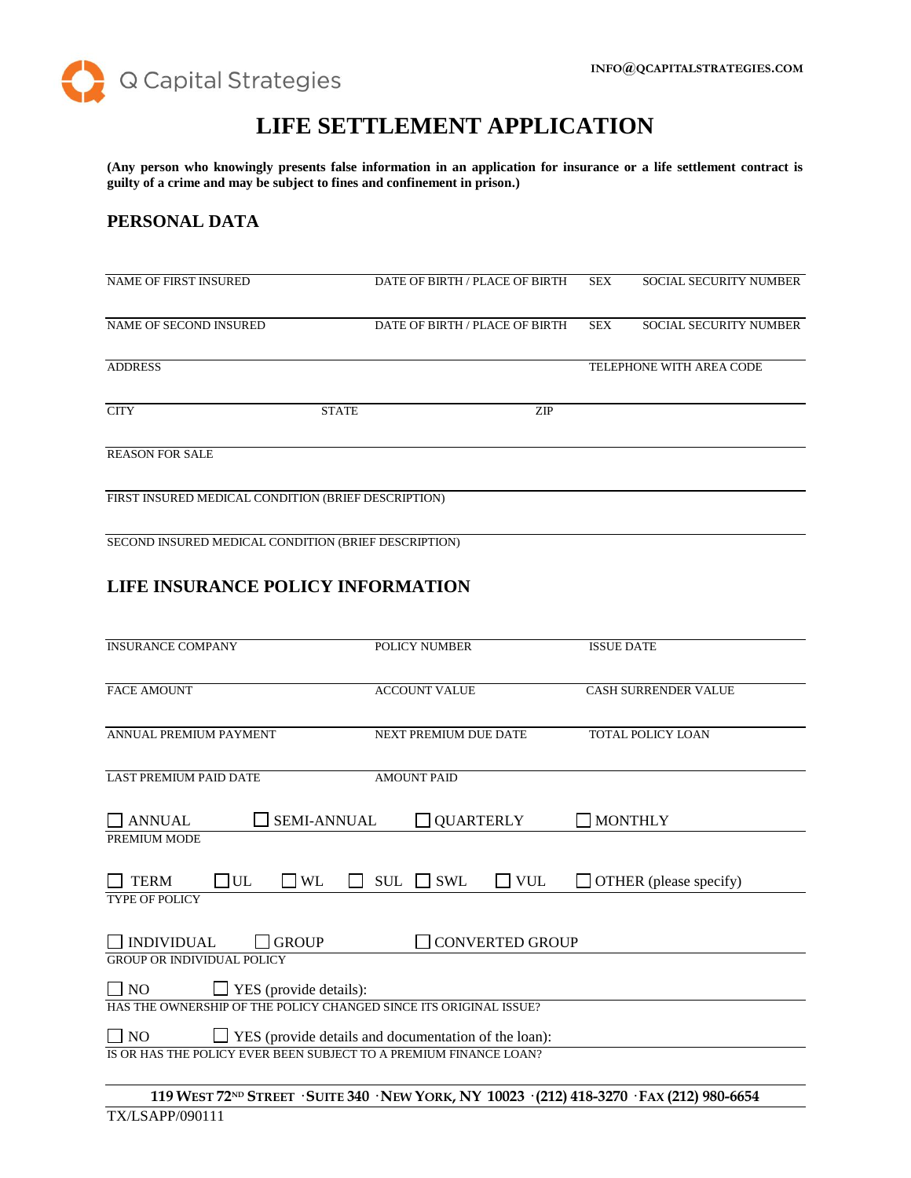Q Capital Strategies

INFO@QCAPITALSTRATEGIES.COM

# LIFE SETTLEMENT APPLICATION

**(Any person who knowingly presents false information in an application for insurance or a life settlement contract is guilty of a crime and may be subject to fines and confinement in prison.)**

## PERSONAL DATA

| NAME OF FIRST INSURED | DATE OF BIRTH / PLACE OF BIRTH | SEX | SOCIAL SECURITY NUMBER |
|---|---|---|---|
| NAME OF SECOND INSURED | DATE OF BIRTH / PLACE OF BIRTH | SEX | SOCIAL SECURITY NUMBER |

ADDRESS — TELEPHONE WITH AREA CODE

CITY — STATE — ZIP

REASON FOR SALE

FIRST INSURED MEDICAL CONDITION (BRIEF DESCRIPTION)

SECOND INSURED MEDICAL CONDITION (BRIEF DESCRIPTION)

## LIFE INSURANCE POLICY INFORMATION

| INSURANCE COMPANY | POLICY NUMBER | ISSUE DATE |
|---|---|---|
| FACE AMOUNT | ACCOUNT VALUE | CASH SURRENDER VALUE |
| ANNUAL PREMIUM PAYMENT | NEXT PREMIUM DUE DATE | TOTAL POLICY LOAN |
| LAST PREMIUM PAID DATE | AMOUNT PAID | |

☐ ANNUAL ☐ SEMI-ANNUAL ☐ QUARTERLY ☐ MONTHLY

PREMIUM MODE

☐ TERM ☐ UL ☐ WL ☐ SUL ☐ SWL ☐ VUL ☐ OTHER (please specify)

TYPE OF POLICY

☐ INDIVIDUAL ☐ GROUP ☐ CONVERTED GROUP

GROUP OR INDIVIDUAL POLICY

☐ NO ☐ YES (provide details):

HAS THE OWNERSHIP OF THE POLICY CHANGED SINCE ITS ORIGINAL ISSUE?

☐ NO ☐ YES (provide details and documentation of the loan):

IS OR HAS THE POLICY EVER BEEN SUBJECT TO A PREMIUM FINANCE LOAN?

**119 WEST 72ND STREET · SUITE 340 · NEW YORK, NY 10023 · (212) 418-3270 · FAX (212) 980-6654**

TX/LSAPP/090111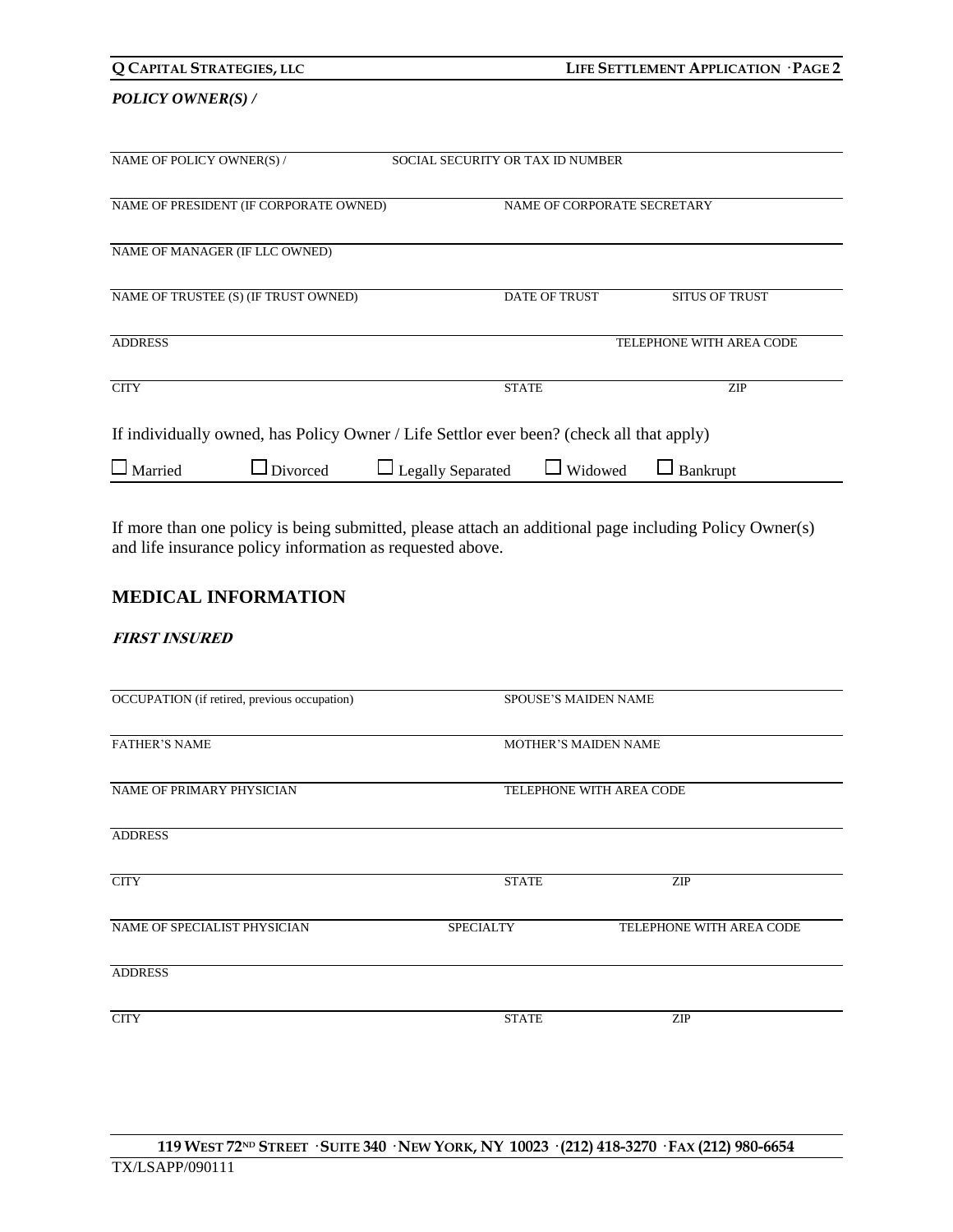*POLICY OWNER(S) /*

| NAME OF POLICY OWNER(S) / | SOCIAL SECURITY OR TAX ID NUMBER | |
|---|---|---|
| NAME OF PRESIDENT (IF CORPORATE OWNED) | NAME OF CORPORATE SECRETARY | |
| NAME OF MANAGER (IF LLC OWNED) | | |
| NAME OF TRUSTEE (S) (IF TRUST OWNED) | DATE OF TRUST | SITUS OF TRUST |
| ADDRESS | | TELEPHONE WITH AREA CODE |
| CITY | STATE | ZIP |

If individually owned, has Policy Owner / Life Settlor ever been? (check all that apply)

☐ Married ☐ Divorced ☐ Legally Separated ☐ Widowed ☐ Bankrupt

If more than one policy is being submitted, please attach an additional page including Policy Owner(s) and life insurance policy information as requested above.

## MEDICAL INFORMATION

***FIRST INSURED***

| OCCUPATION (if retired, previous occupation) | SPOUSE'S MAIDEN NAME | |
|---|---|---|
| FATHER'S NAME | MOTHER'S MAIDEN NAME | |
| NAME OF PRIMARY PHYSICIAN | TELEPHONE WITH AREA CODE | |
| ADDRESS | | |
| CITY | STATE | ZIP |
| NAME OF SPECIALIST PHYSICIAN | SPECIALTY | TELEPHONE WITH AREA CODE |
| ADDRESS | | |
| CITY | STATE | ZIP |

119 WEST 72ND STREET · SUITE 340 · NEW YORK, NY 10023 · (212) 418-3270 · FAX (212) 980-6654

TX/LSAPP/090111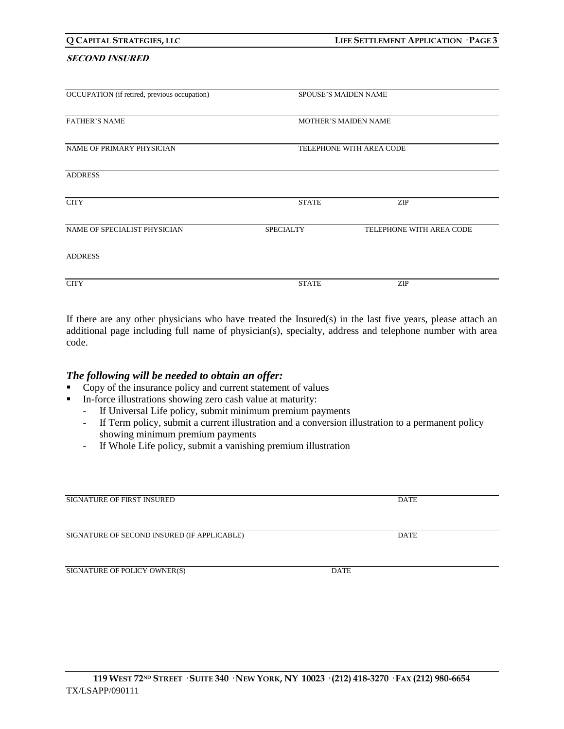***SECOND INSURED***

| | | |
|---|---|---|
| OCCUPATION (if retired, previous occupation) | SPOUSE'S MAIDEN NAME | |
| FATHER'S NAME | MOTHER'S MAIDEN NAME | |
| NAME OF PRIMARY PHYSICIAN | TELEPHONE WITH AREA CODE | |
| ADDRESS | | |
| CITY | STATE | ZIP |
| NAME OF SPECIALIST PHYSICIAN | SPECIALTY | TELEPHONE WITH AREA CODE |
| ADDRESS | | |
| CITY | STATE | ZIP |

If there are any other physicians who have treated the Insured(s) in the last five years, please attach an additional page including full name of physician(s), specialty, address and telephone number with area code.

### *The following will be needed to obtain an offer:*

- Copy of the insurance policy and current statement of values
- In-force illustrations showing zero cash value at maturity:
  - If Universal Life policy, submit minimum premium payments
  - If Term policy, submit a current illustration and a conversion illustration to a permanent policy showing minimum premium payments
  - If Whole Life policy, submit a vanishing premium illustration

| | |
|---|---|
| SIGNATURE OF FIRST INSURED | DATE |
| SIGNATURE OF SECOND INSURED (IF APPLICABLE) | DATE |
| SIGNATURE OF POLICY OWNER(S) | DATE |

**119 West 72nd Street · Suite 340 · New York, NY 10023 · (212) 418-3270 · Fax (212) 980-6654**

TX/LSAPP/090111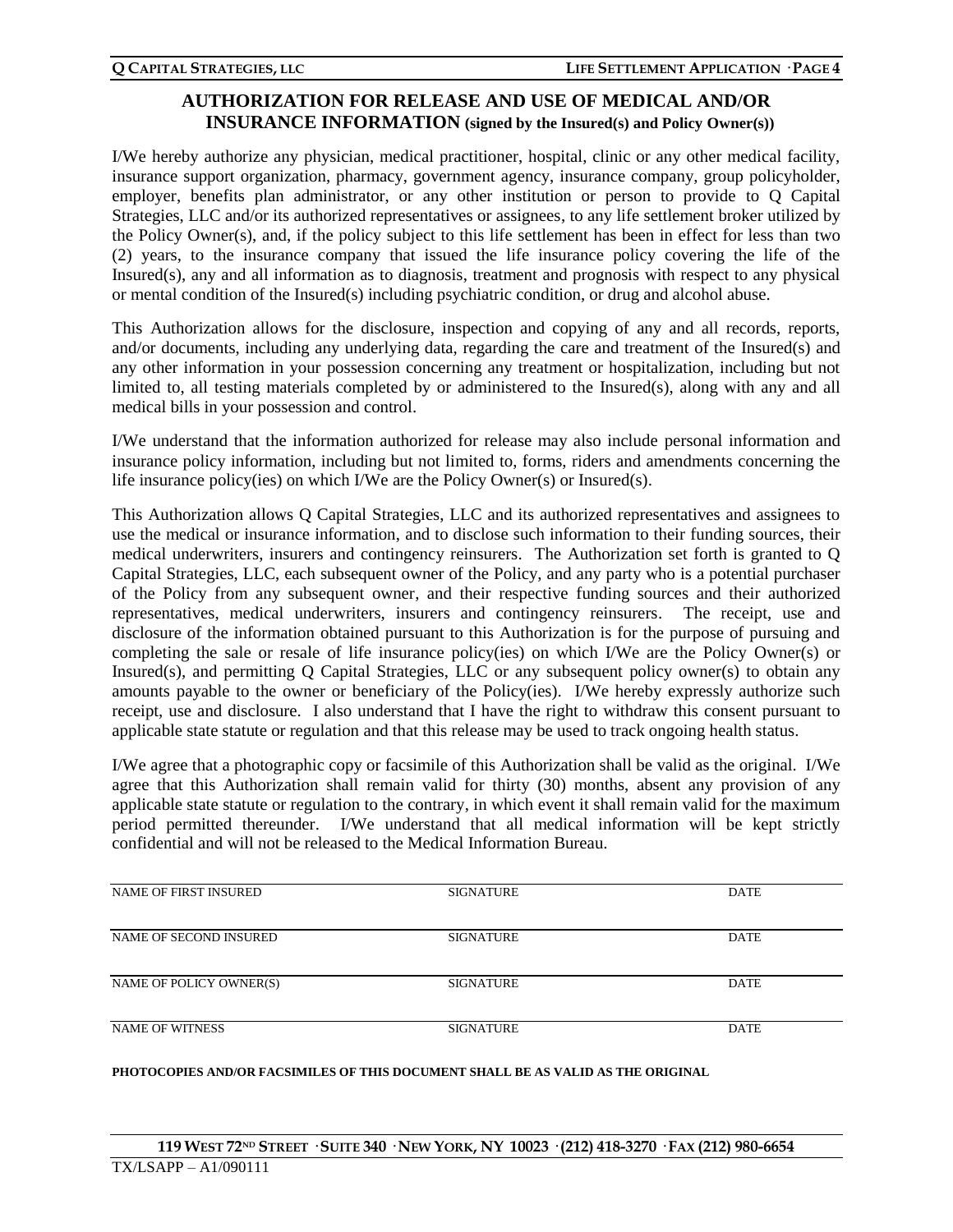## AUTHORIZATION FOR RELEASE AND USE OF MEDICAL AND/OR INSURANCE INFORMATION (signed by the Insured(s) and Policy Owner(s))

I/We hereby authorize any physician, medical practitioner, hospital, clinic or any other medical facility, insurance support organization, pharmacy, government agency, insurance company, group policyholder, employer, benefits plan administrator, or any other institution or person to provide to Q Capital Strategies, LLC and/or its authorized representatives or assignees, to any life settlement broker utilized by the Policy Owner(s), and, if the policy subject to this life settlement has been in effect for less than two (2) years, to the insurance company that issued the life insurance policy covering the life of the Insured(s), any and all information as to diagnosis, treatment and prognosis with respect to any physical or mental condition of the Insured(s) including psychiatric condition, or drug and alcohol abuse.

This Authorization allows for the disclosure, inspection and copying of any and all records, reports, and/or documents, including any underlying data, regarding the care and treatment of the Insured(s) and any other information in your possession concerning any treatment or hospitalization, including but not limited to, all testing materials completed by or administered to the Insured(s), along with any and all medical bills in your possession and control.

I/We understand that the information authorized for release may also include personal information and insurance policy information, including but not limited to, forms, riders and amendments concerning the life insurance policy(ies) on which I/We are the Policy Owner(s) or Insured(s).

This Authorization allows Q Capital Strategies, LLC and its authorized representatives and assignees to use the medical or insurance information, and to disclose such information to their funding sources, their medical underwriters, insurers and contingency reinsurers. The Authorization set forth is granted to Q Capital Strategies, LLC, each subsequent owner of the Policy, and any party who is a potential purchaser of the Policy from any subsequent owner, and their respective funding sources and their authorized representatives, medical underwriters, insurers and contingency reinsurers. The receipt, use and disclosure of the information obtained pursuant to this Authorization is for the purpose of pursuing and completing the sale or resale of life insurance policy(ies) on which I/We are the Policy Owner(s) or Insured(s), and permitting Q Capital Strategies, LLC or any subsequent policy owner(s) to obtain any amounts payable to the owner or beneficiary of the Policy(ies). I/We hereby expressly authorize such receipt, use and disclosure. I also understand that I have the right to withdraw this consent pursuant to applicable state statute or regulation and that this release may be used to track ongoing health status.

I/We agree that a photographic copy or facsimile of this Authorization shall be valid as the original. I/We agree that this Authorization shall remain valid for thirty (30) months, absent any provision of any applicable state statute or regulation to the contrary, in which event it shall remain valid for the maximum period permitted thereunder. I/We understand that all medical information will be kept strictly confidential and will not be released to the Medical Information Bureau.

| NAME OF FIRST INSURED | SIGNATURE | DATE |
|---|---|---|
| NAME OF SECOND INSURED | SIGNATURE | DATE |
| NAME OF POLICY OWNER(S) | SIGNATURE | DATE |
| NAME OF WITNESS | SIGNATURE | DATE |

**PHOTOCOPIES AND/OR FACSIMILES OF THIS DOCUMENT SHALL BE AS VALID AS THE ORIGINAL**

**119 WEST 72ND STREET · SUITE 340 · NEW YORK, NY 10023 · (212) 418-3270 · FAX (212) 980-6654**

TX/LSAPP – A1/090111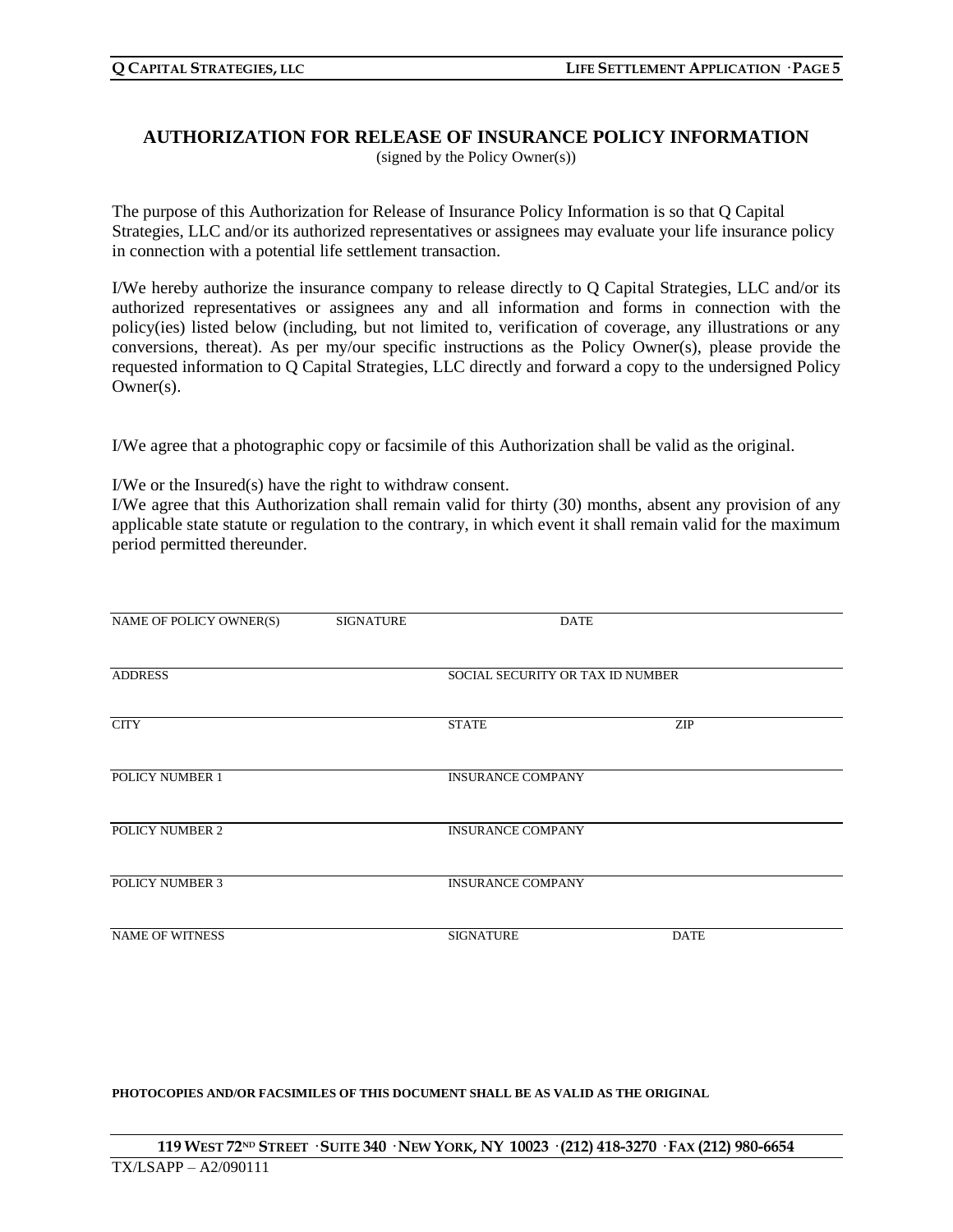## AUTHORIZATION FOR RELEASE OF INSURANCE POLICY INFORMATION

(signed by the Policy Owner(s))

The purpose of this Authorization for Release of Insurance Policy Information is so that Q Capital Strategies, LLC and/or its authorized representatives or assignees may evaluate your life insurance policy in connection with a potential life settlement transaction.

I/We hereby authorize the insurance company to release directly to Q Capital Strategies, LLC and/or its authorized representatives or assignees any and all information and forms in connection with the policy(ies) listed below (including, but not limited to, verification of coverage, any illustrations or any conversions, thereat). As per my/our specific instructions as the Policy Owner(s), please provide the requested information to Q Capital Strategies, LLC directly and forward a copy to the undersigned Policy Owner(s).

I/We agree that a photographic copy or facsimile of this Authorization shall be valid as the original.

I/We or the Insured(s) have the right to withdraw consent.

I/We agree that this Authorization shall remain valid for thirty (30) months, absent any provision of any applicable state statute or regulation to the contrary, in which event it shall remain valid for the maximum period permitted thereunder.

| | | |
|---|---|---|
| NAME OF POLICY OWNER(S) | SIGNATURE | DATE |
| ADDRESS | SOCIAL SECURITY OR TAX ID NUMBER | |
| CITY | STATE | ZIP |
| POLICY NUMBER 1 | INSURANCE COMPANY | |
| POLICY NUMBER 2 | INSURANCE COMPANY | |
| POLICY NUMBER 3 | INSURANCE COMPANY | |
| NAME OF WITNESS | SIGNATURE | DATE |

**PHOTOCOPIES AND/OR FACSIMILES OF THIS DOCUMENT SHALL BE AS VALID AS THE ORIGINAL**

**119 WEST 72ND STREET · SUITE 340 · NEW YORK, NY 10023 · (212) 418-3270 · FAX (212) 980-6654**

TX/LSAPP – A2/090111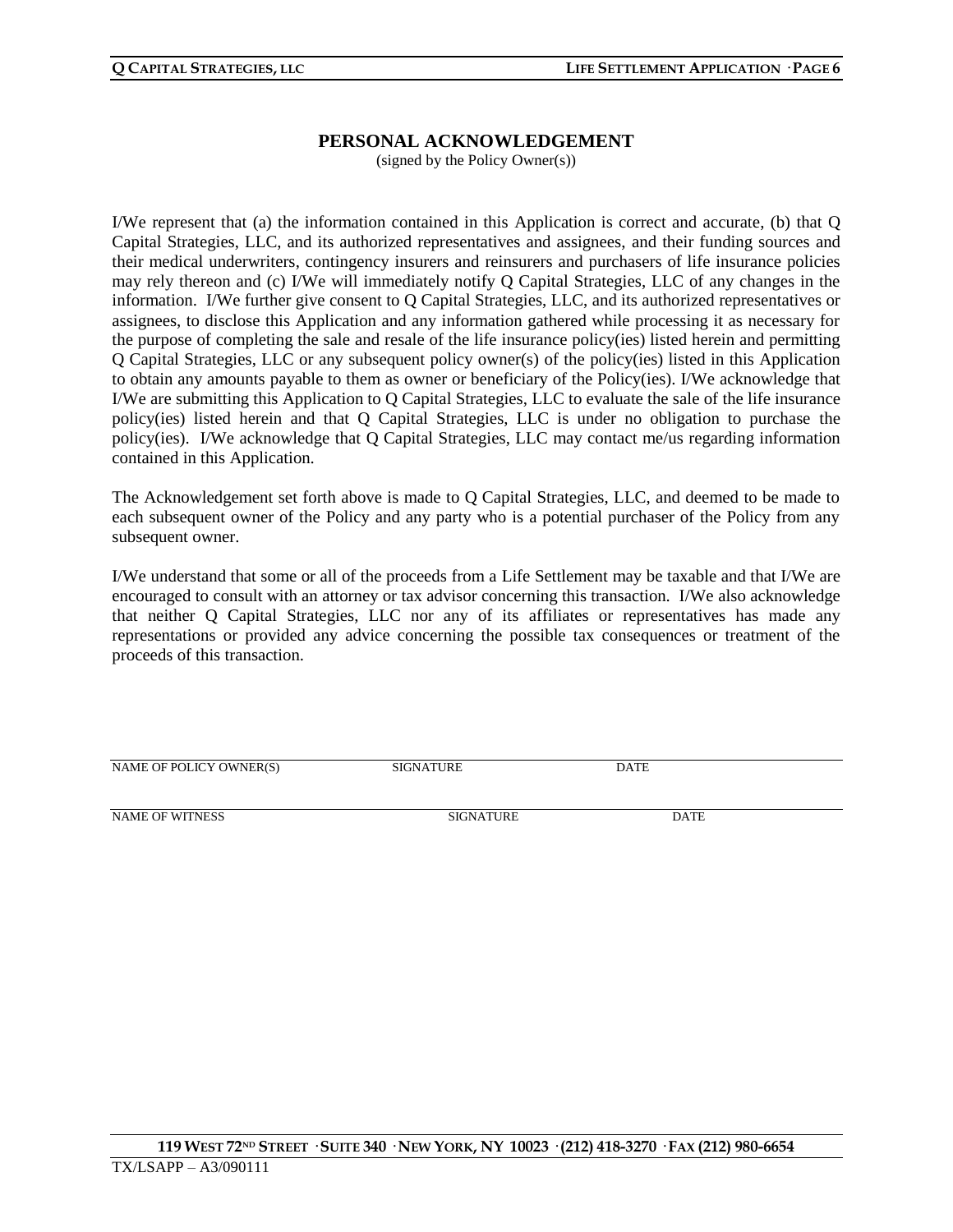## PERSONAL ACKNOWLEDGEMENT

(signed by the Policy Owner(s))

I/We represent that (a) the information contained in this Application is correct and accurate, (b) that Q Capital Strategies, LLC, and its authorized representatives and assignees, and their funding sources and their medical underwriters, contingency insurers and reinsurers and purchasers of life insurance policies may rely thereon and (c) I/We will immediately notify Q Capital Strategies, LLC of any changes in the information. I/We further give consent to Q Capital Strategies, LLC, and its authorized representatives or assignees, to disclose this Application and any information gathered while processing it as necessary for the purpose of completing the sale and resale of the life insurance policy(ies) listed herein and permitting Q Capital Strategies, LLC or any subsequent policy owner(s) of the policy(ies) listed in this Application to obtain any amounts payable to them as owner or beneficiary of the Policy(ies). I/We acknowledge that I/We are submitting this Application to Q Capital Strategies, LLC to evaluate the sale of the life insurance policy(ies) listed herein and that Q Capital Strategies, LLC is under no obligation to purchase the policy(ies). I/We acknowledge that Q Capital Strategies, LLC may contact me/us regarding information contained in this Application.

The Acknowledgement set forth above is made to Q Capital Strategies, LLC, and deemed to be made to each subsequent owner of the Policy and any party who is a potential purchaser of the Policy from any subsequent owner.

I/We understand that some or all of the proceeds from a Life Settlement may be taxable and that I/We are encouraged to consult with an attorney or tax advisor concerning this transaction. I/We also acknowledge that neither Q Capital Strategies, LLC nor any of its affiliates or representatives has made any representations or provided any advice concerning the possible tax consequences or treatment of the proceeds of this transaction.

NAME OF POLICY OWNER(S) &nbsp;&nbsp;&nbsp;&nbsp; SIGNATURE &nbsp;&nbsp;&nbsp;&nbsp; DATE

NAME OF WITNESS &nbsp;&nbsp;&nbsp;&nbsp; SIGNATURE &nbsp;&nbsp;&nbsp;&nbsp; DATE

119 WEST 72ND STREET · SUITE 340 · NEW YORK, NY 10023 · (212) 418-3270 · FAX (212) 980-6654

TX/LSAPP – A3/090111